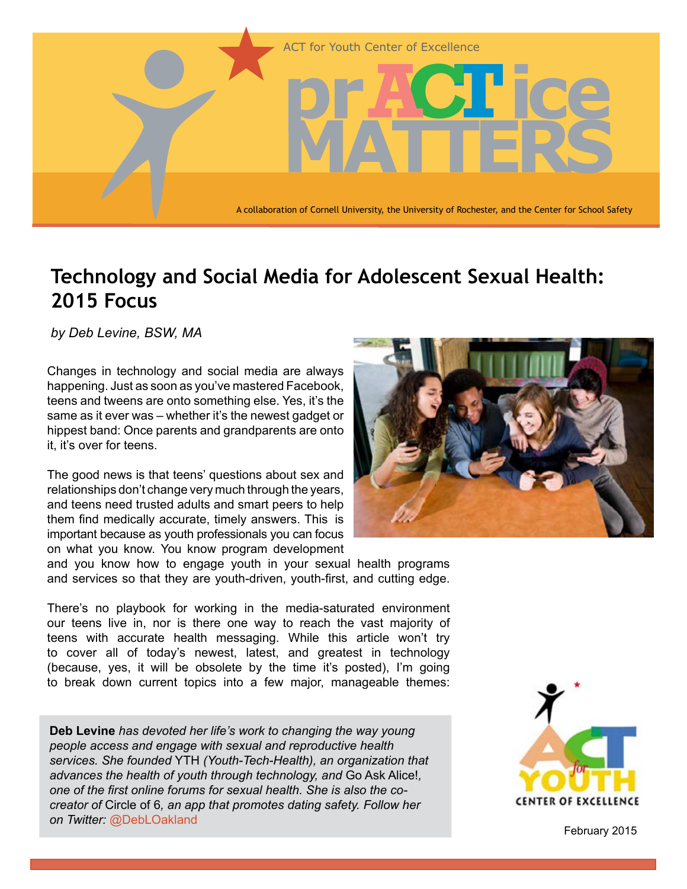ACT for Youth Center of Excellence

# prACTice MATTERS

A collaboration of Cornell University, the University of Rochester, and the Center for School Safety

## Technology and Social Media for Adolescent Sexual Health: 2015 Focus

*by Deb Levine, BSW, MA*

Changes in technology and social media are always happening. Just as soon as you've mastered Facebook, teens and tweens are onto something else. Yes, it's the same as it ever was – whether it's the newest gadget or hippest band: Once parents and grandparents are onto it, it's over for teens.

The good news is that teens' questions about sex and relationships don't change very much through the years, and teens need trusted adults and smart peers to help them find medically accurate, timely answers. This is important because as youth professionals you can focus on what you know. You know program development and you know how to engage youth in your sexual health programs and services so that they are youth-driven, youth-first, and cutting edge.

There's no playbook for working in the media-saturated environment our teens live in, nor is there one way to reach the vast majority of teens with accurate health messaging. While this article won't try to cover all of today's newest, latest, and greatest in technology (because, yes, it will be obsolete by the time it's posted), I'm going to break down current topics into a few major, manageable themes:

**Deb Levine** *has devoted her life's work to changing the way young people access and engage with sexual and reproductive health services. She founded* YTH *(Youth-Tech-Health), an organization that advances the health of youth through technology, and* Go Ask Alice!, *one of the first online forums for sexual health. She is also the co-creator of* Circle of 6*, an app that promotes dating safety. Follow her on Twitter:* @DebLOakland

ACT for YOUTH CENTER OF EXCELLENCE

February 2015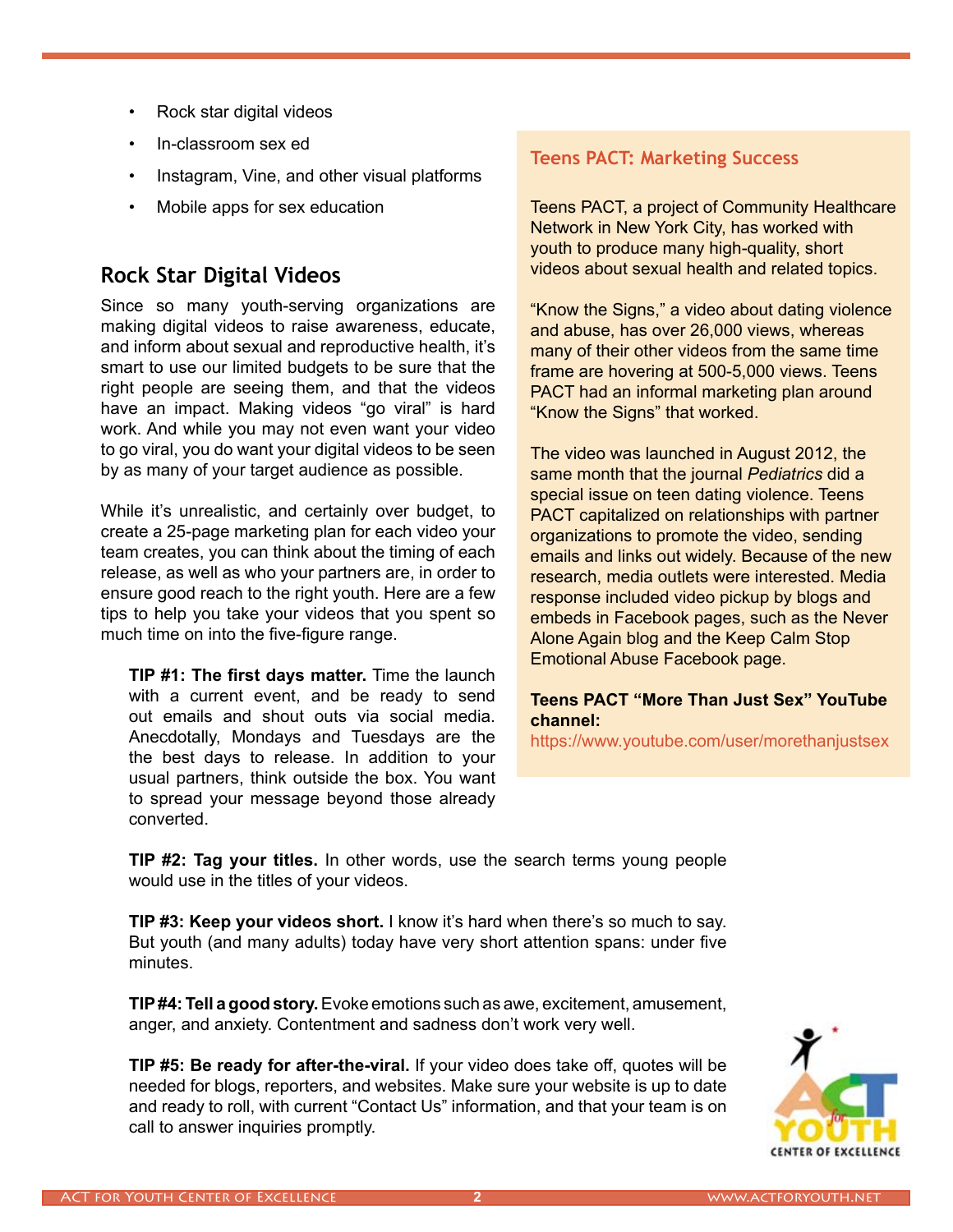- Rock star digital videos
- In-classroom sex ed
- Instagram, Vine, and other visual platforms
- Mobile apps for sex education

## Rock Star Digital Videos

Since so many youth-serving organizations are making digital videos to raise awareness, educate, and inform about sexual and reproductive health, it's smart to use our limited budgets to be sure that the right people are seeing them, and that the videos have an impact. Making videos "go viral" is hard work. And while you may not even want your video to go viral, you do want your digital videos to be seen by as many of your target audience as possible.

While it's unrealistic, and certainly over budget, to create a 25-page marketing plan for each video your team creates, you can think about the timing of each release, as well as who your partners are, in order to ensure good reach to the right youth. Here are a few tips to help you take your videos that you spent so much time on into the five-figure range.

**TIP #1: The first days matter.** Time the launch with a current event, and be ready to send out emails and shout outs via social media. Anecdotally, Mondays and Tuesdays are the the best days to release. In addition to your usual partners, think outside the box. You want to spread your message beyond those already converted.

**TIP #2: Tag your titles.** In other words, use the search terms young people would use in the titles of your videos.

**TIP #3: Keep your videos short.** I know it's hard when there's so much to say. But youth (and many adults) today have very short attention spans: under five minutes.

**TIP #4: Tell a good story.** Evoke emotions such as awe, excitement, amusement, anger, and anxiety. Contentment and sadness don't work very well.

**TIP #5: Be ready for after-the-viral.** If your video does take off, quotes will be needed for blogs, reporters, and websites. Make sure your website is up to date and ready to roll, with current "Contact Us" information, and that your team is on call to answer inquiries promptly.

### Teens PACT: Marketing Success

Teens PACT, a project of Community Healthcare Network in New York City, has worked with youth to produce many high-quality, short videos about sexual health and related topics.

"Know the Signs," a video about dating violence and abuse, has over 26,000 views, whereas many of their other videos from the same time frame are hovering at 500-5,000 views. Teens PACT had an informal marketing plan around "Know the Signs" that worked.

The video was launched in August 2012, the same month that the journal *Pediatrics* did a special issue on teen dating violence. Teens PACT capitalized on relationships with partner organizations to promote the video, sending emails and links out widely. Because of the new research, media outlets were interested. Media response included video pickup by blogs and embeds in Facebook pages, such as the Never Alone Again blog and the Keep Calm Stop Emotional Abuse Facebook page.

**Teens PACT "More Than Just Sex" YouTube channel:**
https://www.youtube.com/user/morethanjustsex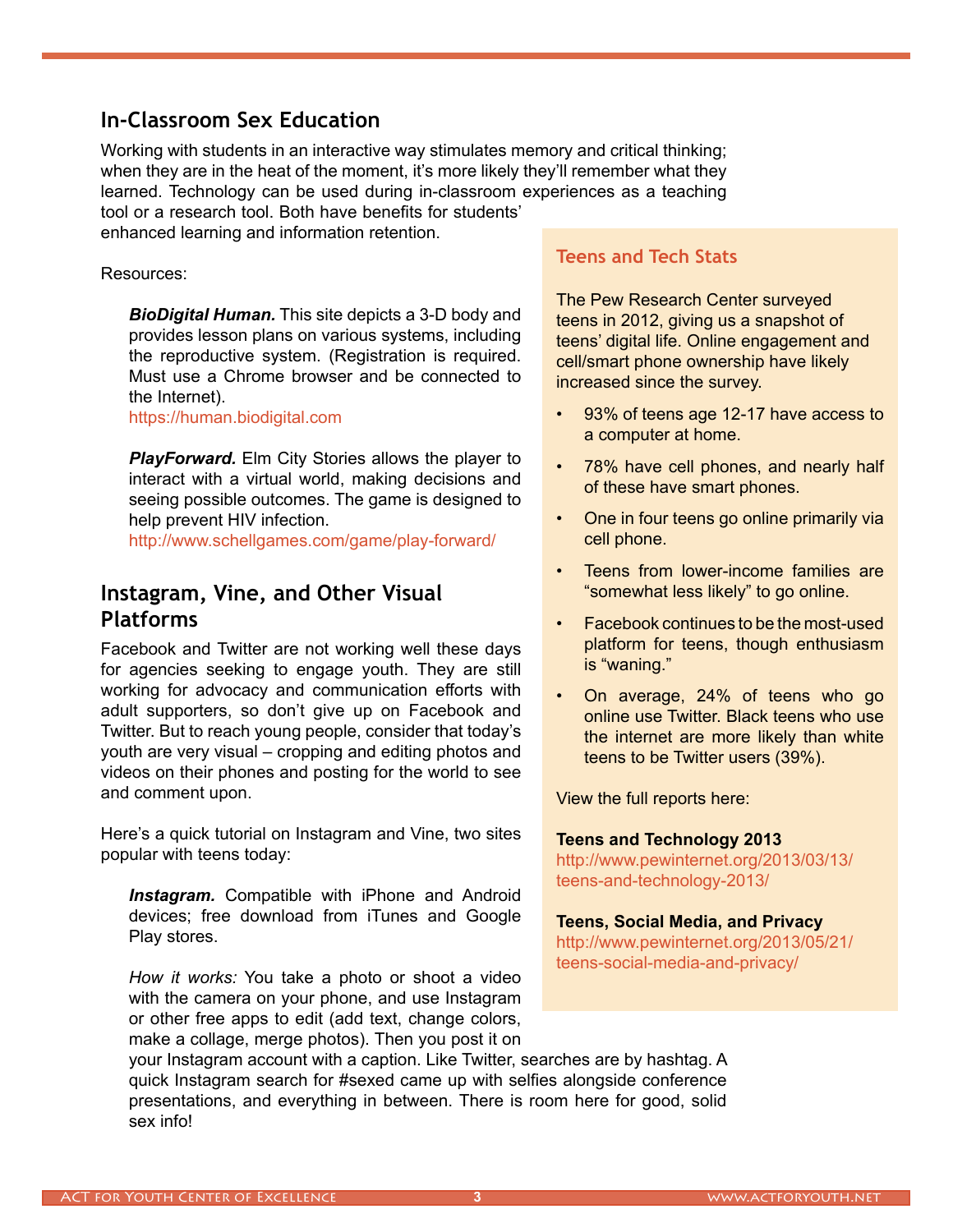## In-Classroom Sex Education

Working with students in an interactive way stimulates memory and critical thinking; when they are in the heat of the moment, it's more likely they'll remember what they learned. Technology can be used during in-classroom experiences as a teaching tool or a research tool. Both have benefits for students' enhanced learning and information retention.

Resources:

> ***BioDigital Human.*** This site depicts a 3-D body and provides lesson plans on various systems, including the reproductive system. (Registration is required. Must use a Chrome browser and be connected to the Internet).
> https://human.biodigital.com
>
> ***PlayForward.*** Elm City Stories allows the player to interact with a virtual world, making decisions and seeing possible outcomes. The game is designed to help prevent HIV infection.
> http://www.schellgames.com/game/play-forward/

## Instagram, Vine, and Other Visual Platforms

Facebook and Twitter are not working well these days for agencies seeking to engage youth. They are still working for advocacy and communication efforts with adult supporters, so don't give up on Facebook and Twitter. But to reach young people, consider that today's youth are very visual – cropping and editing photos and videos on their phones and posting for the world to see and comment upon.

Here's a quick tutorial on Instagram and Vine, two sites popular with teens today:

> ***Instagram.*** Compatible with iPhone and Android devices; free download from iTunes and Google Play stores.
>
> *How it works:* You take a photo or shoot a video with the camera on your phone, and use Instagram or other free apps to edit (add text, change colors, make a collage, merge photos). Then you post it on your Instagram account with a caption. Like Twitter, searches are by hashtag. A quick Instagram search for #sexed came up with selfies alongside conference presentations, and everything in between. There is room here for good, solid sex info!

### Teens and Tech Stats

The Pew Research Center surveyed teens in 2012, giving us a snapshot of teens' digital life. Online engagement and cell/smart phone ownership have likely increased since the survey.

- 93% of teens age 12-17 have access to a computer at home.
- 78% have cell phones, and nearly half of these have smart phones.
- One in four teens go online primarily via cell phone.
- Teens from lower-income families are "somewhat less likely" to go online.
- Facebook continues to be the most-used platform for teens, though enthusiasm is "waning."
- On average, 24% of teens who go online use Twitter. Black teens who use the internet are more likely than white teens to be Twitter users (39%).

View the full reports here:

**Teens and Technology 2013**
http://www.pewinternet.org/2013/03/13/teens-and-technology-2013/

**Teens, Social Media, and Privacy**
http://www.pewinternet.org/2013/05/21/teens-social-media-and-privacy/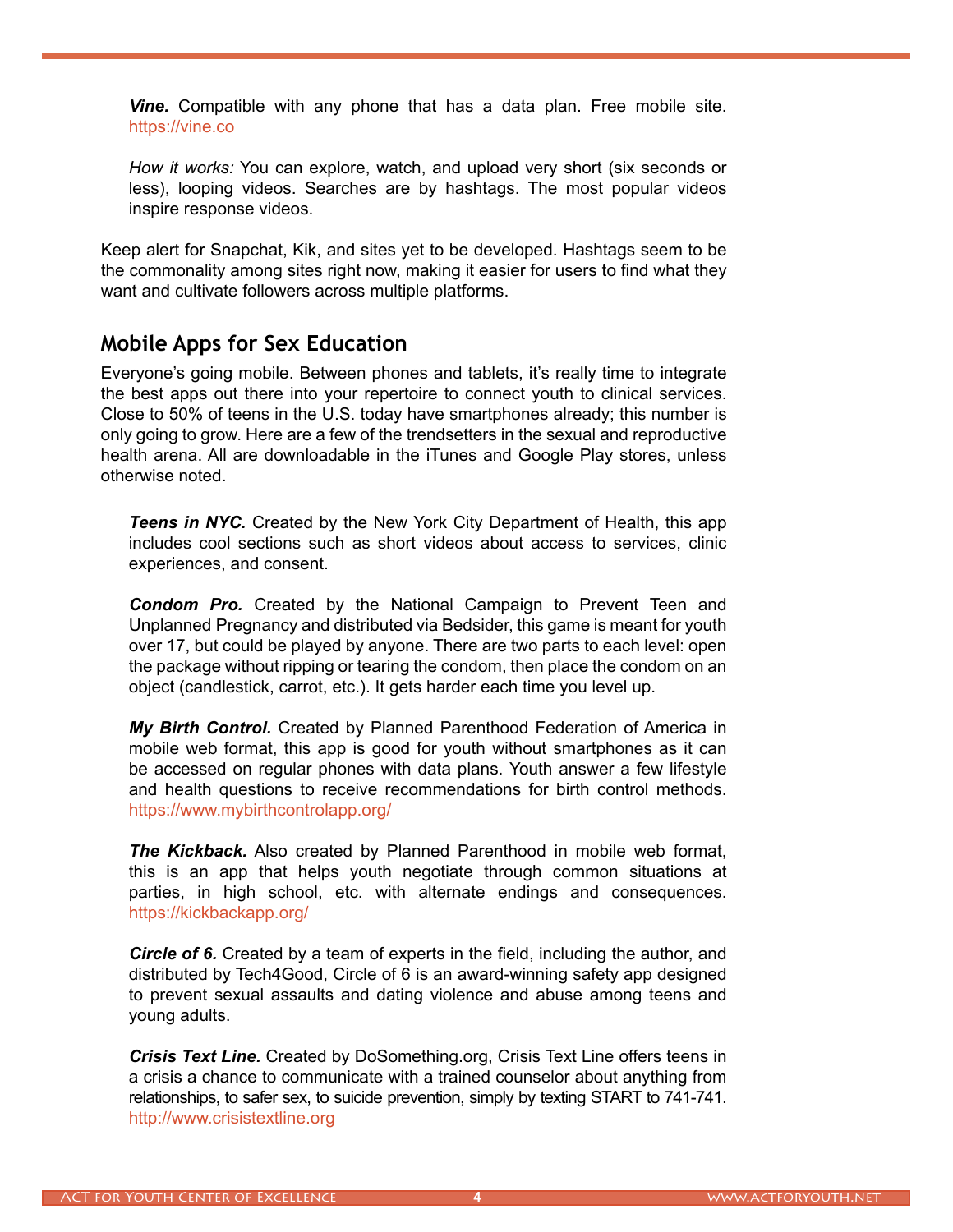***Vine.*** Compatible with any phone that has a data plan. Free mobile site. https://vine.co

*How it works:* You can explore, watch, and upload very short (six seconds or less), looping videos. Searches are by hashtags. The most popular videos inspire response videos.

Keep alert for Snapchat, Kik, and sites yet to be developed. Hashtags seem to be the commonality among sites right now, making it easier for users to find what they want and cultivate followers across multiple platforms.

## Mobile Apps for Sex Education

Everyone's going mobile. Between phones and tablets, it's really time to integrate the best apps out there into your repertoire to connect youth to clinical services. Close to 50% of teens in the U.S. today have smartphones already; this number is only going to grow. Here are a few of the trendsetters in the sexual and reproductive health arena. All are downloadable in the iTunes and Google Play stores, unless otherwise noted.

***Teens in NYC.*** Created by the New York City Department of Health, this app includes cool sections such as short videos about access to services, clinic experiences, and consent.

***Condom Pro.*** Created by the National Campaign to Prevent Teen and Unplanned Pregnancy and distributed via Bedsider, this game is meant for youth over 17, but could be played by anyone. There are two parts to each level: open the package without ripping or tearing the condom, then place the condom on an object (candlestick, carrot, etc.). It gets harder each time you level up.

***My Birth Control.*** Created by Planned Parenthood Federation of America in mobile web format, this app is good for youth without smartphones as it can be accessed on regular phones with data plans. Youth answer a few lifestyle and health questions to receive recommendations for birth control methods. https://www.mybirthcontrolapp.org/

***The Kickback.*** Also created by Planned Parenthood in mobile web format, this is an app that helps youth negotiate through common situations at parties, in high school, etc. with alternate endings and consequences. https://kickbackapp.org/

***Circle of 6.*** Created by a team of experts in the field, including the author, and distributed by Tech4Good, Circle of 6 is an award-winning safety app designed to prevent sexual assaults and dating violence and abuse among teens and young adults.

***Crisis Text Line.*** Created by DoSomething.org, Crisis Text Line offers teens in a crisis a chance to communicate with a trained counselor about anything from relationships, to safer sex, to suicide prevention, simply by texting START to 741-741. http://www.crisistextline.org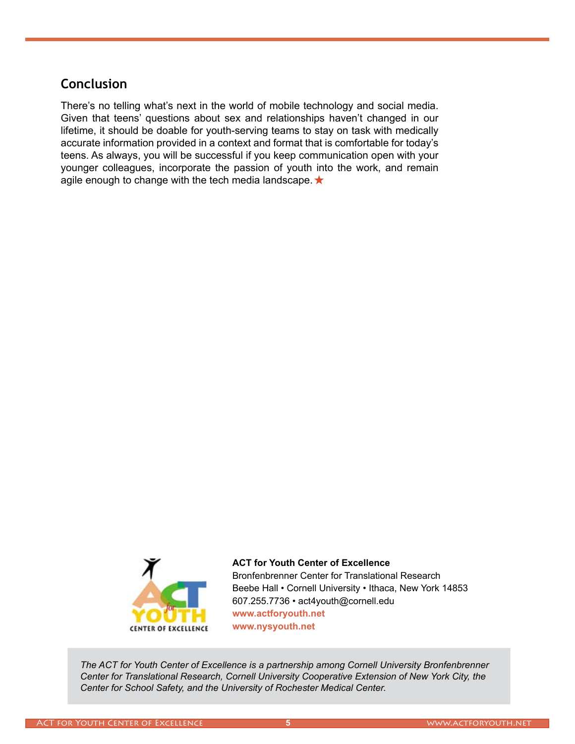## Conclusion

There's no telling what's next in the world of mobile technology and social media. Given that teens' questions about sex and relationships haven't changed in our lifetime, it should be doable for youth-serving teams to stay on task with medically accurate information provided in a context and format that is comfortable for today's teens. As always, you will be successful if you keep communication open with your younger colleagues, incorporate the passion of youth into the work, and remain agile enough to change with the tech media landscape. ★

**ACT for Youth Center of Excellence**
Bronfenbrenner Center for Translational Research
Beebe Hall • Cornell University • Ithaca, New York 14853
607.255.7736 • act4youth@cornell.edu
**www.actforyouth.net**
**www.nysyouth.net**

*The ACT for Youth Center of Excellence is a partnership among Cornell University Bronfenbrenner Center for Translational Research, Cornell University Cooperative Extension of New York City, the Center for School Safety, and the University of Rochester Medical Center.*